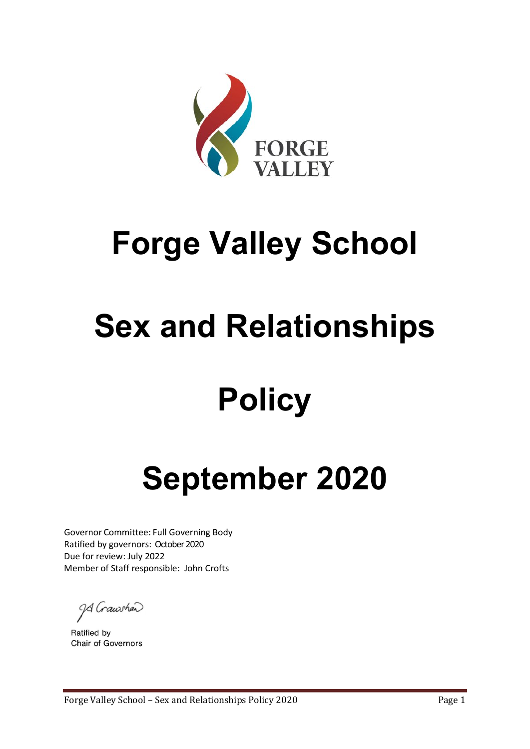# Forge Valley School

# Sex and Relationships Policy

# September 2020

Governor Committee: Full Governing Body
Ratified by governors: October 2020
Due for review: July 2022
Member of Staff responsible: John Crofts

JA Crawshaw

Ratified by
Chair of Governors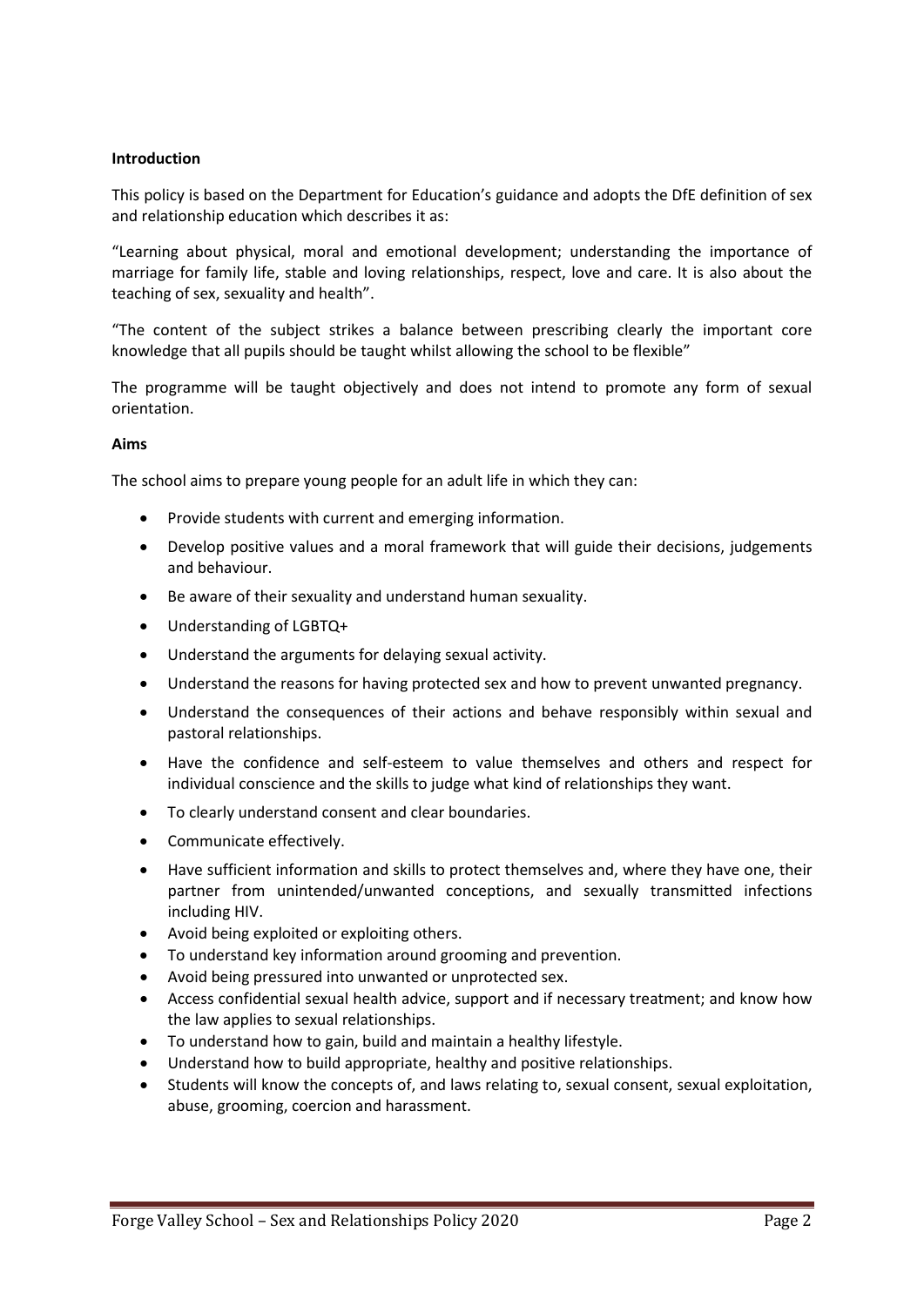**Introduction**

This policy is based on the Department for Education's guidance and adopts the DfE definition of sex and relationship education which describes it as:

"Learning about physical, moral and emotional development; understanding the importance of marriage for family life, stable and loving relationships, respect, love and care. It is also about the teaching of sex, sexuality and health".

"The content of the subject strikes a balance between prescribing clearly the important core knowledge that all pupils should be taught whilst allowing the school to be flexible"

The programme will be taught objectively and does not intend to promote any form of sexual orientation.

**Aims**

The school aims to prepare young people for an adult life in which they can:

- Provide students with current and emerging information.
- Develop positive values and a moral framework that will guide their decisions, judgements and behaviour.
- Be aware of their sexuality and understand human sexuality.
- Understanding of LGBTQ+
- Understand the arguments for delaying sexual activity.
- Understand the reasons for having protected sex and how to prevent unwanted pregnancy.
- Understand the consequences of their actions and behave responsibly within sexual and pastoral relationships.
- Have the confidence and self-esteem to value themselves and others and respect for individual conscience and the skills to judge what kind of relationships they want.
- To clearly understand consent and clear boundaries.
- Communicate effectively.
- Have sufficient information and skills to protect themselves and, where they have one, their partner from unintended/unwanted conceptions, and sexually transmitted infections including HIV.
- Avoid being exploited or exploiting others.
- To understand key information around grooming and prevention.
- Avoid being pressured into unwanted or unprotected sex.
- Access confidential sexual health advice, support and if necessary treatment; and know how the law applies to sexual relationships.
- To understand how to gain, build and maintain a healthy lifestyle.
- Understand how to build appropriate, healthy and positive relationships.
- Students will know the concepts of, and laws relating to, sexual consent, sexual exploitation, abuse, grooming, coercion and harassment.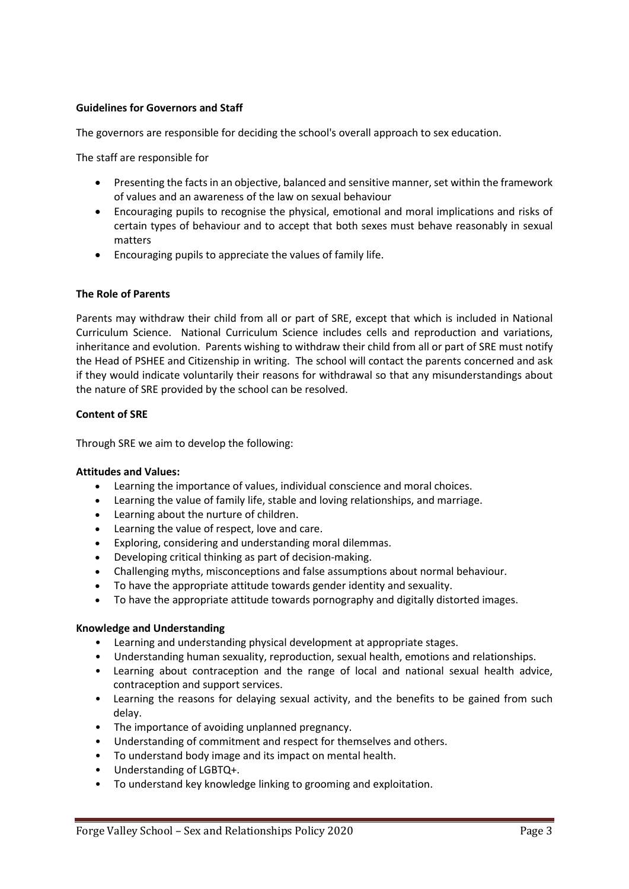**Guidelines for Governors and Staff**

The governors are responsible for deciding the school's overall approach to sex education.

The staff are responsible for

- Presenting the facts in an objective, balanced and sensitive manner, set within the framework of values and an awareness of the law on sexual behaviour
- Encouraging pupils to recognise the physical, emotional and moral implications and risks of certain types of behaviour and to accept that both sexes must behave reasonably in sexual matters
- Encouraging pupils to appreciate the values of family life.

**The Role of Parents**

Parents may withdraw their child from all or part of SRE, except that which is included in National Curriculum Science. National Curriculum Science includes cells and reproduction and variations, inheritance and evolution. Parents wishing to withdraw their child from all or part of SRE must notify the Head of PSHEE and Citizenship in writing. The school will contact the parents concerned and ask if they would indicate voluntarily their reasons for withdrawal so that any misunderstandings about the nature of SRE provided by the school can be resolved.

**Content of SRE**

Through SRE we aim to develop the following:

**Attitudes and Values:**

- Learning the importance of values, individual conscience and moral choices.
- Learning the value of family life, stable and loving relationships, and marriage.
- Learning about the nurture of children.
- Learning the value of respect, love and care.
- Exploring, considering and understanding moral dilemmas.
- Developing critical thinking as part of decision-making.
- Challenging myths, misconceptions and false assumptions about normal behaviour.
- To have the appropriate attitude towards gender identity and sexuality.
- To have the appropriate attitude towards pornography and digitally distorted images.

**Knowledge and Understanding**

- Learning and understanding physical development at appropriate stages.
- Understanding human sexuality, reproduction, sexual health, emotions and relationships.
- Learning about contraception and the range of local and national sexual health advice, contraception and support services.
- Learning the reasons for delaying sexual activity, and the benefits to be gained from such delay.
- The importance of avoiding unplanned pregnancy.
- Understanding of commitment and respect for themselves and others.
- To understand body image and its impact on mental health.
- Understanding of LGBTQ+.
- To understand key knowledge linking to grooming and exploitation.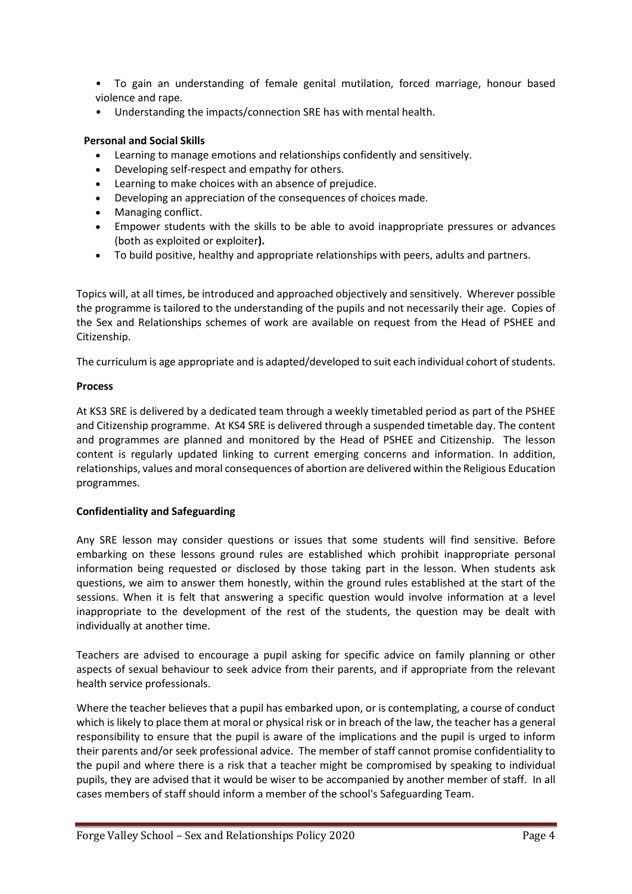- To gain an understanding of female genital mutilation, forced marriage, honour based violence and rape.
- Understanding the impacts/connection SRE has with mental health.

**Personal and Social Skills**

- Learning to manage emotions and relationships confidently and sensitively.
- Developing self-respect and empathy for others.
- Learning to make choices with an absence of prejudice.
- Developing an appreciation of the consequences of choices made.
- Managing conflict.
- Empower students with the skills to be able to avoid inappropriate pressures or advances (both as exploited or exploiter**).**
- To build positive, healthy and appropriate relationships with peers, adults and partners.

Topics will, at all times, be introduced and approached objectively and sensitively. Wherever possible the programme is tailored to the understanding of the pupils and not necessarily their age. Copies of the Sex and Relationships schemes of work are available on request from the Head of PSHEE and Citizenship.

The curriculum is age appropriate and is adapted/developed to suit each individual cohort of students.

**Process**

At KS3 SRE is delivered by a dedicated team through a weekly timetabled period as part of the PSHEE and Citizenship programme. At KS4 SRE is delivered through a suspended timetable day. The content and programmes are planned and monitored by the Head of PSHEE and Citizenship. The lesson content is regularly updated linking to current emerging concerns and information. In addition, relationships, values and moral consequences of abortion are delivered within the Religious Education programmes.

**Confidentiality and Safeguarding**

Any SRE lesson may consider questions or issues that some students will find sensitive. Before embarking on these lessons ground rules are established which prohibit inappropriate personal information being requested or disclosed by those taking part in the lesson. When students ask questions, we aim to answer them honestly, within the ground rules established at the start of the sessions. When it is felt that answering a specific question would involve information at a level inappropriate to the development of the rest of the students, the question may be dealt with individually at another time.

Teachers are advised to encourage a pupil asking for specific advice on family planning or other aspects of sexual behaviour to seek advice from their parents, and if appropriate from the relevant health service professionals.

Where the teacher believes that a pupil has embarked upon, or is contemplating, a course of conduct which is likely to place them at moral or physical risk or in breach of the law, the teacher has a general responsibility to ensure that the pupil is aware of the implications and the pupil is urged to inform their parents and/or seek professional advice. The member of staff cannot promise confidentiality to the pupil and where there is a risk that a teacher might be compromised by speaking to individual pupils, they are advised that it would be wiser to be accompanied by another member of staff. In all cases members of staff should inform a member of the school's Safeguarding Team.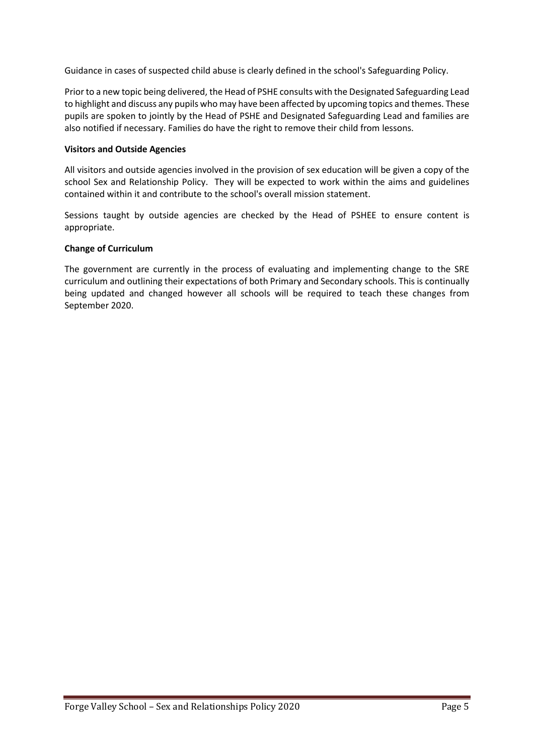Guidance in cases of suspected child abuse is clearly defined in the school's Safeguarding Policy.

Prior to a new topic being delivered, the Head of PSHE consults with the Designated Safeguarding Lead to highlight and discuss any pupils who may have been affected by upcoming topics and themes. These pupils are spoken to jointly by the Head of PSHE and Designated Safeguarding Lead and families are also notified if necessary. Families do have the right to remove their child from lessons.

**Visitors and Outside Agencies**

All visitors and outside agencies involved in the provision of sex education will be given a copy of the school Sex and Relationship Policy. They will be expected to work within the aims and guidelines contained within it and contribute to the school's overall mission statement.

Sessions taught by outside agencies are checked by the Head of PSHEE to ensure content is appropriate.

**Change of Curriculum**

The government are currently in the process of evaluating and implementing change to the SRE curriculum and outlining their expectations of both Primary and Secondary schools. This is continually being updated and changed however all schools will be required to teach these changes from September 2020.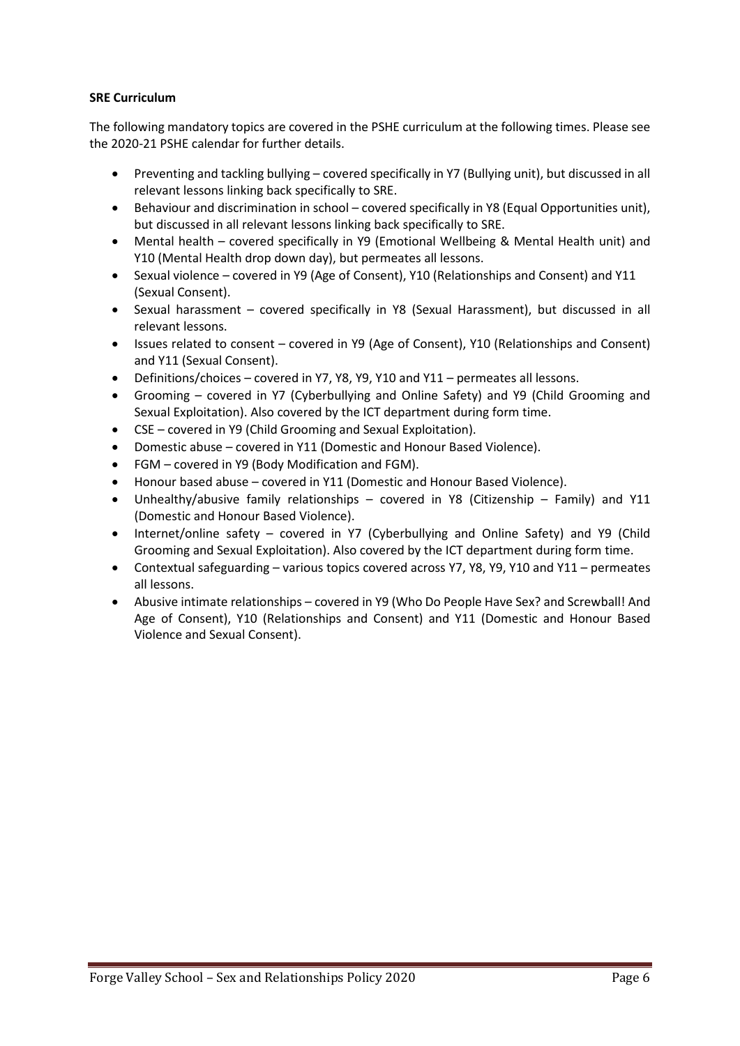**SRE Curriculum**

The following mandatory topics are covered in the PSHE curriculum at the following times. Please see the 2020-21 PSHE calendar for further details.

- Preventing and tackling bullying – covered specifically in Y7 (Bullying unit), but discussed in all relevant lessons linking back specifically to SRE.
- Behaviour and discrimination in school – covered specifically in Y8 (Equal Opportunities unit), but discussed in all relevant lessons linking back specifically to SRE.
- Mental health – covered specifically in Y9 (Emotional Wellbeing & Mental Health unit) and Y10 (Mental Health drop down day), but permeates all lessons.
- Sexual violence – covered in Y9 (Age of Consent), Y10 (Relationships and Consent) and Y11 (Sexual Consent).
- Sexual harassment – covered specifically in Y8 (Sexual Harassment), but discussed in all relevant lessons.
- Issues related to consent – covered in Y9 (Age of Consent), Y10 (Relationships and Consent) and Y11 (Sexual Consent).
- Definitions/choices – covered in Y7, Y8, Y9, Y10 and Y11 – permeates all lessons.
- Grooming – covered in Y7 (Cyberbullying and Online Safety) and Y9 (Child Grooming and Sexual Exploitation). Also covered by the ICT department during form time.
- CSE – covered in Y9 (Child Grooming and Sexual Exploitation).
- Domestic abuse – covered in Y11 (Domestic and Honour Based Violence).
- FGM – covered in Y9 (Body Modification and FGM).
- Honour based abuse – covered in Y11 (Domestic and Honour Based Violence).
- Unhealthy/abusive family relationships – covered in Y8 (Citizenship – Family) and Y11 (Domestic and Honour Based Violence).
- Internet/online safety – covered in Y7 (Cyberbullying and Online Safety) and Y9 (Child Grooming and Sexual Exploitation). Also covered by the ICT department during form time.
- Contextual safeguarding – various topics covered across Y7, Y8, Y9, Y10 and Y11 – permeates all lessons.
- Abusive intimate relationships – covered in Y9 (Who Do People Have Sex? and Screwball! And Age of Consent), Y10 (Relationships and Consent) and Y11 (Domestic and Honour Based Violence and Sexual Consent).